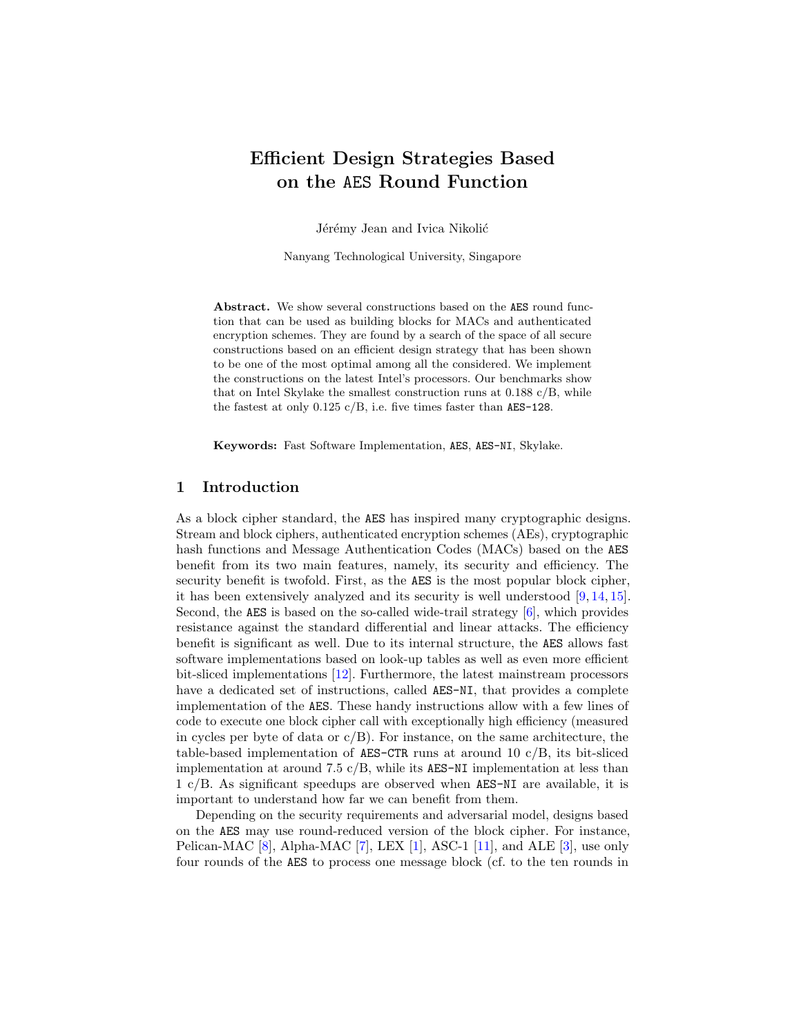# Efficient Design Strategies Based on the AES Round Function

Jérémy Jean and Ivica Nikolić

Nanyang Technological University, Singapore

**Abstract.** We show several constructions based on the AES round function that can be used as building blocks for MACs and authenticated encryption schemes. They are found by a search of the space of all secure constructions based on an efficient design strategy that has been shown to be one of the most optimal among all the considered. We implement the constructions on the latest Intel's processors. Our benchmarks show that on Intel Skylake the smallest construction runs at 0.188 c/B, while the fastest at only 0.125 c/B, i.e. five times faster than AES-128.

**Keywords:** Fast Software Implementation, AES, AES-NI, Skylake.

## 1 Introduction

As a block cipher standard, the AES has inspired many cryptographic designs. Stream and block ciphers, authenticated encryption schemes (AEs), cryptographic hash functions and Message Authentication Codes (MACs) based on the AES benefit from its two main features, namely, its security and efficiency. The security benefit is twofold. First, as the AES is the most popular block cipher, it has been extensively analyzed and its security is well understood [9, 14, 15]. Second, the AES is based on the so-called wide-trail strategy [6], which provides resistance against the standard differential and linear attacks. The efficiency benefit is significant as well. Due to its internal structure, the AES allows fast software implementations based on look-up tables as well as even more efficient bit-sliced implementations [12]. Furthermore, the latest mainstream processors have a dedicated set of instructions, called AES-NI, that provides a complete implementation of the AES. These handy instructions allow with a few lines of code to execute one block cipher call with exceptionally high efficiency (measured in cycles per byte of data or c/B). For instance, on the same architecture, the table-based implementation of AES-CTR runs at around 10 c/B, its bit-sliced implementation at around 7.5 c/B, while its AES-NI implementation at less than 1 c/B. As significant speedups are observed when AES-NI are available, it is important to understand how far we can benefit from them.

Depending on the security requirements and adversarial model, designs based on the AES may use round-reduced version of the block cipher. For instance, Pelican-MAC [8], Alpha-MAC [7], LEX [1], ASC-1 [11], and ALE [3], use only four rounds of the AES to process one message block (cf. to the ten rounds in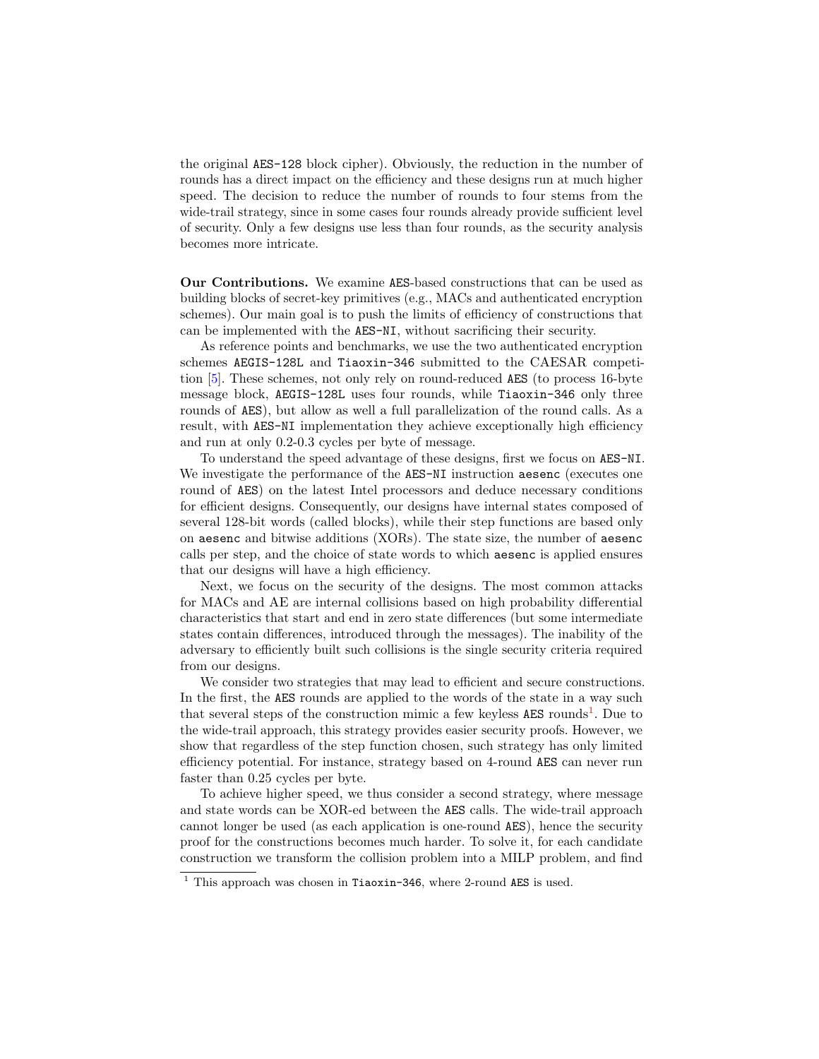the original `AES-128` block cipher). Obviously, the reduction in the number of rounds has a direct impact on the efficiency and these designs run at much higher speed. The decision to reduce the number of rounds to four stems from the wide-trail strategy, since in some cases four rounds already provide sufficient level of security. Only a few designs use less than four rounds, as the security analysis becomes more intricate.

**Our Contributions.** We examine `AES`-based constructions that can be used as building blocks of secret-key primitives (e.g., MACs and authenticated encryption schemes). Our main goal is to push the limits of efficiency of constructions that can be implemented with the `AES-NI`, without sacrificing their security.

As reference points and benchmarks, we use the two authenticated encryption schemes `AEGIS-128L` and `Tiaoxin-346` submitted to the CAESAR competition [5]. These schemes, not only rely on round-reduced `AES` (to process 16-byte message block, `AEGIS-128L` uses four rounds, while `Tiaoxin-346` only three rounds of `AES`), but allow as well a full parallelization of the round calls. As a result, with `AES-NI` implementation they achieve exceptionally high efficiency and run at only 0.2-0.3 cycles per byte of message.

To understand the speed advantage of these designs, first we focus on `AES-NI`. We investigate the performance of the `AES-NI` instruction `aesenc` (executes one round of `AES`) on the latest Intel processors and deduce necessary conditions for efficient designs. Consequently, our designs have internal states composed of several 128-bit words (called blocks), while their step functions are based only on `aesenc` and bitwise additions (XORs). The state size, the number of `aesenc` calls per step, and the choice of state words to which `aesenc` is applied ensures that our designs will have a high efficiency.

Next, we focus on the security of the designs. The most common attacks for MACs and AE are internal collisions based on high probability differential characteristics that start and end in zero state differences (but some intermediate states contain differences, introduced through the messages). The inability of the adversary to efficiently built such collisions is the single security criteria required from our designs.

We consider two strategies that may lead to efficient and secure constructions. In the first, the `AES` rounds are applied to the words of the state in a way such that several steps of the construction mimic a few keyless `AES` rounds[1]. Due to the wide-trail approach, this strategy provides easier security proofs. However, we show that regardless of the step function chosen, such strategy has only limited efficiency potential. For instance, strategy based on 4-round `AES` can never run faster than 0.25 cycles per byte.

To achieve higher speed, we thus consider a second strategy, where message and state words can be XOR-ed between the `AES` calls. The wide-trail approach cannot longer be used (as each application is one-round `AES`), hence the security proof for the constructions becomes much harder. To solve it, for each candidate construction we transform the collision problem into a MILP problem, and find

[1] This approach was chosen in `Tiaoxin-346`, where 2-round `AES` is used.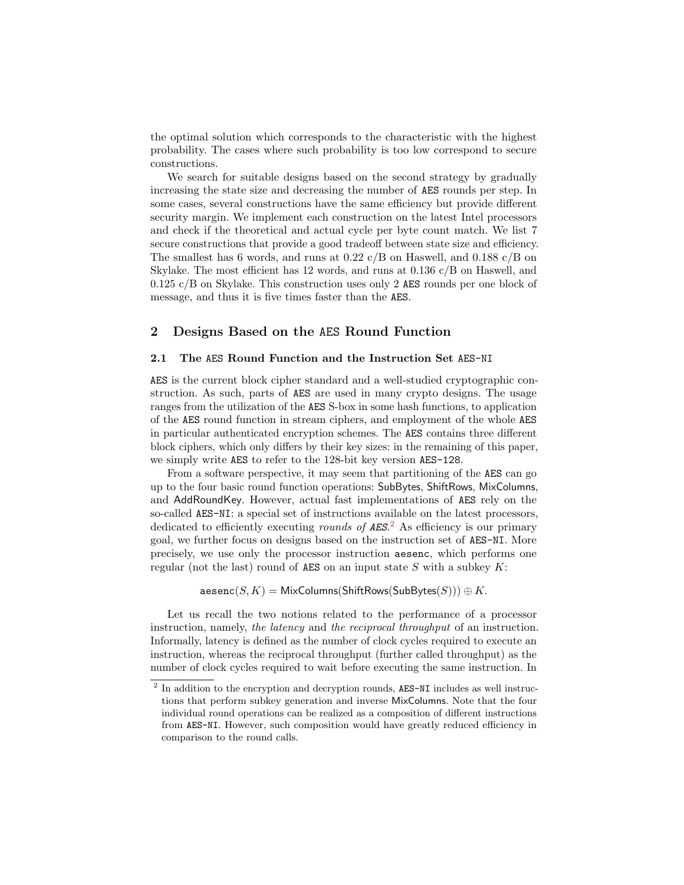the optimal solution which corresponds to the characteristic with the highest probability. The cases where such probability is too low correspond to secure constructions.

We search for suitable designs based on the second strategy by gradually increasing the state size and decreasing the number of AES rounds per step. In some cases, several constructions have the same efficiency but provide different security margin. We implement each construction on the latest Intel processors and check if the theoretical and actual cycle per byte count match. We list 7 secure constructions that provide a good tradeoff between state size and efficiency. The smallest has 6 words, and runs at 0.22 c/B on Haswell, and 0.188 c/B on Skylake. The most efficient has 12 words, and runs at 0.136 c/B on Haswell, and 0.125 c/B on Skylake. This construction uses only 2 AES rounds per one block of message, and thus it is five times faster than the AES.

## 2 Designs Based on the AES Round Function

### 2.1 The AES Round Function and the Instruction Set AES-NI

AES is the current block cipher standard and a well-studied cryptographic construction. As such, parts of AES are used in many crypto designs. The usage ranges from the utilization of the AES S-box in some hash functions, to application of the AES round function in stream ciphers, and employment of the whole AES in particular authenticated encryption schemes. The AES contains three different block ciphers, which only differs by their key sizes: in the remaining of this paper, we simply write AES to refer to the 128-bit key version AES-128.

From a software perspective, it may seem that partitioning of the AES can go up to the four basic round function operations: SubBytes, ShiftRows, MixColumns, and AddRoundKey. However, actual fast implementations of AES rely on the so-called AES-NI: a special set of instructions available on the latest processors, dedicated to efficiently executing *rounds of AES*.[2] As efficiency is our primary goal, we further focus on designs based on the instruction set of AES-NI. More precisely, we use only the processor instruction aesenc, which performs one regular (not the last) round of AES on an input state $S$ with a subkey $K$:

$$\mathsf{aesenc}(S, K) = \mathsf{MixColumns}(\mathsf{ShiftRows}(\mathsf{SubBytes}(S))) \oplus K.$$

Let us recall the two notions related to the performance of a processor instruction, namely, *the latency* and *the reciprocal throughput* of an instruction. Informally, latency is defined as the number of clock cycles required to execute an instruction, whereas the reciprocal throughput (further called throughput) as the number of clock cycles required to wait before executing the same instruction. In

[2] In addition to the encryption and decryption rounds, AES-NI includes as well instructions that perform subkey generation and inverse MixColumns. Note that the four individual round operations can be realized as a composition of different instructions from AES-NI. However, such composition would have greatly reduced efficiency in comparison to the round calls.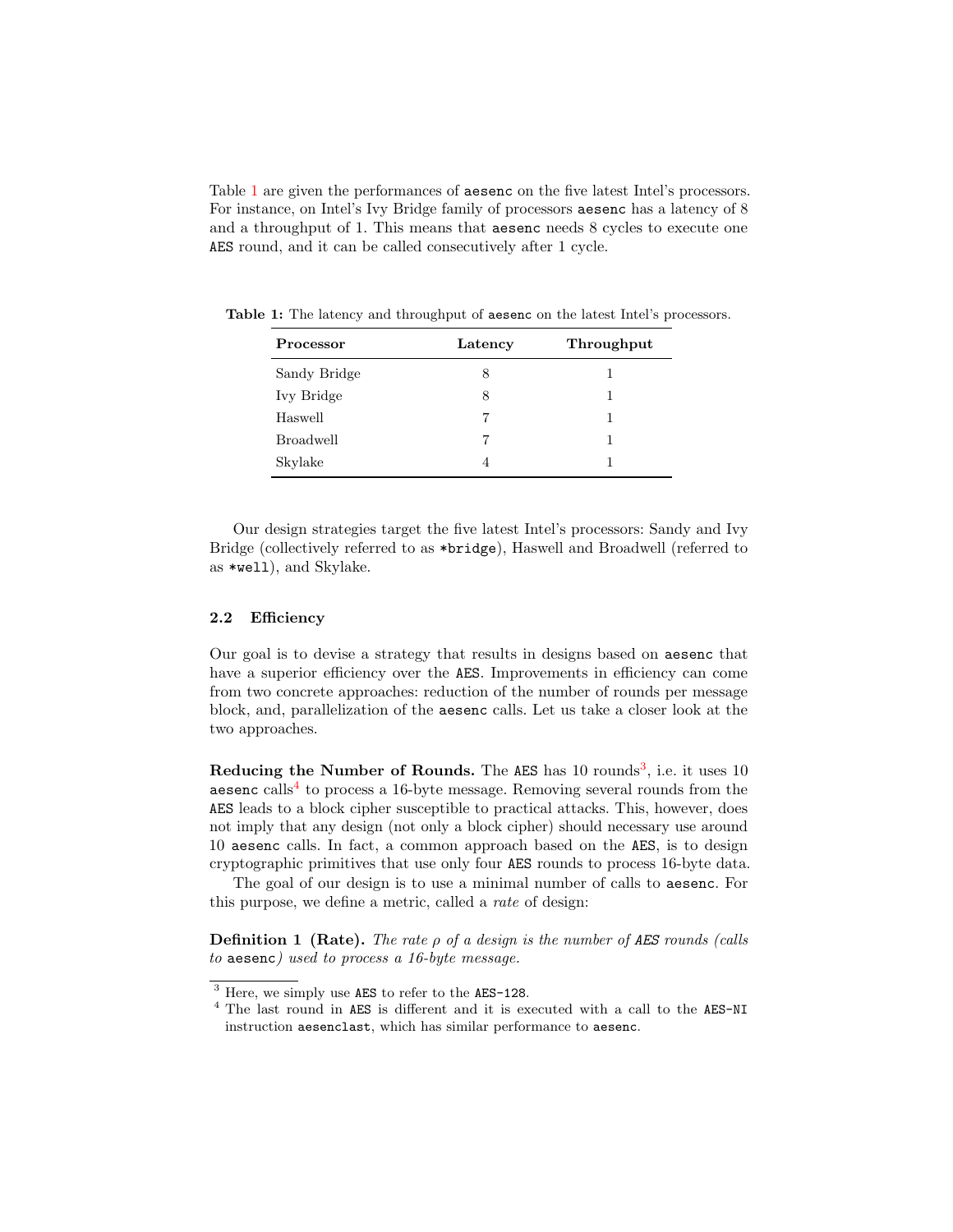Table 1 are given the performances of aesenc on the five latest Intel's processors. For instance, on Intel's Ivy Bridge family of processors aesenc has a latency of 8 and a throughput of 1. This means that aesenc needs 8 cycles to execute one AES round, and it can be called consecutively after 1 cycle.

**Table 1:** The latency and throughput of aesenc on the latest Intel's processors.

| Processor | Latency | Throughput |
|---|---|---|
| Sandy Bridge | 8 | 1 |
| Ivy Bridge | 8 | 1 |
| Haswell | 7 | 1 |
| Broadwell | 7 | 1 |
| Skylake | 4 | 1 |

Our design strategies target the five latest Intel's processors: Sandy and Ivy Bridge (collectively referred to as *bridge), Haswell and Broadwell (referred to as *well), and Skylake.

### 2.2 Efficiency

Our goal is to devise a strategy that results in designs based on aesenc that have a superior efficiency over the AES. Improvements in efficiency can come from two concrete approaches: reduction of the number of rounds per message block, and, parallelization of the aesenc calls. Let us take a closer look at the two approaches.

**Reducing the Number of Rounds.** The AES has 10 rounds[3], i.e. it uses 10 aesenc calls[4] to process a 16-byte message. Removing several rounds from the AES leads to a block cipher susceptible to practical attacks. This, however, does not imply that any design (not only a block cipher) should necessary use around 10 aesenc calls. In fact, a common approach based on the AES, is to design cryptographic primitives that use only four AES rounds to process 16-byte data.

The goal of our design is to use a minimal number of calls to aesenc. For this purpose, we define a metric, called a *rate* of design:

**Definition 1 (Rate).** *The rate $\rho$ of a design is the number of AES rounds (calls to* aesenc*) used to process a 16-byte message.*

[3] Here, we simply use AES to refer to the AES-128.

[4] The last round in AES is different and it is executed with a call to the AES-NI instruction aesenclast, which has similar performance to aesenc.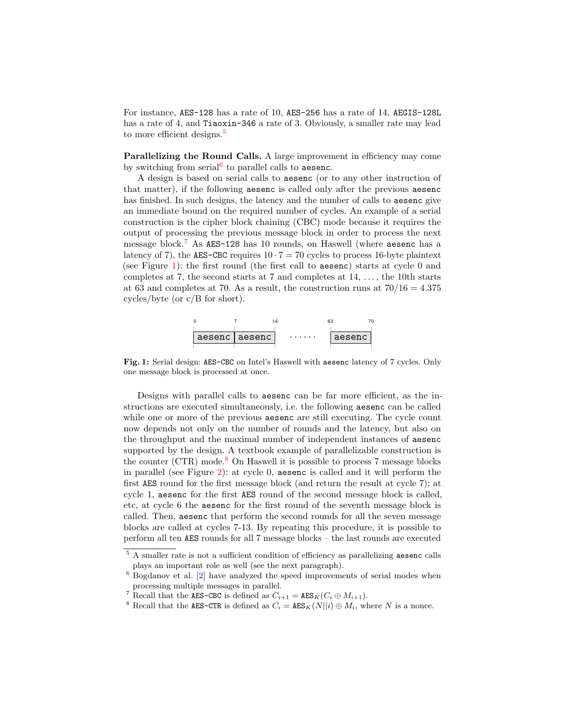For instance, `AES-128` has a rate of 10, `AES-256` has a rate of 14, `AEGIS-128L` has a rate of 4, and `Tiaoxin-346` a rate of 3. Obviously, a smaller rate may lead to more efficient designs.[5]

**Parallelizing the Round Calls.** A large improvement in efficiency may come by switching from serial[6] to parallel calls to `aesenc`.

A design is based on serial calls to `aesenc` (or to any other instruction of that matter), if the following `aesenc` is called only after the previous `aesenc` has finished. In such designs, the latency and the number of calls to `aesenc` give an immediate bound on the required number of cycles. An example of a serial construction is the cipher block chaining (CBC) mode because it requires the output of processing the previous message block in order to process the next message block.[7] As `AES-128` has 10 rounds, on Haswell (where `aesenc` has a latency of 7), the `AES-CBC` requires $10 \cdot 7 = 70$ cycles to process 16-byte plaintext (see Figure 1): the first round (the first call to `aesenc`) starts at cycle 0 and completes at 7, the second starts at 7 and completes at 14, ..., the 10th starts at 63 and completes at 70. As a result, the construction runs at $70/16 = 4.375$ cycles/byte (or c/B for short).

| 0 | 7 | 14 | | 63 | 70 |
|---|---|---|---|---|---|
| aesenc | aesenc | | ...... | aesenc | |

**Fig. 1:** Serial design: `AES-CBC` on Intel's Haswell with `aesenc` latency of 7 cycles. Only one message block is processed at once.

Designs with parallel calls to `aesenc` can be far more efficient, as the instructions are executed simultaneously, i.e. the following `aesenc` can be called while one or more of the previous `aesenc` are still executing. The cycle count now depends not only on the number of rounds and the latency, but also on the throughput and the maximal number of independent instances of `aesenc` supported by the design. A textbook example of parallelizable construction is the counter (CTR) mode.[8] On Haswell it is possible to process 7 message blocks in parallel (see Figure 2): at cycle 0, `aesenc` is called and it will perform the first `AES` round for the first message block (and return the result at cycle 7); at cycle 1, `aesenc` for the first `AES` round of the second message block is called, etc, at cycle 6 the `aesenc` for the first round of the seventh message block is called. Then, `aesenc` that perform the second rounds for all the seven message blocks are called at cycles 7-13. By repeating this procedure, it is possible to perform all ten `AES` rounds for all 7 message blocks – the last rounds are executed

[5] A smaller rate is not a sufficient condition of efficiency as parallelizing `aesenc` calls plays an important role as well (see the next paragraph).

[6] Bogdanov et al. [2] have analyzed the speed improvements of serial modes when processing multiple messages in parallel.

[7] Recall that the `AES-CBC` is defined as $C_{i+1} = \texttt{AES}_K(C_i \oplus M_{i+1})$.

[8] Recall that the `AES-CTR` is defined as $C_i = \texttt{AES}_K(N||i) \oplus M_i$, where $N$ is a nonce.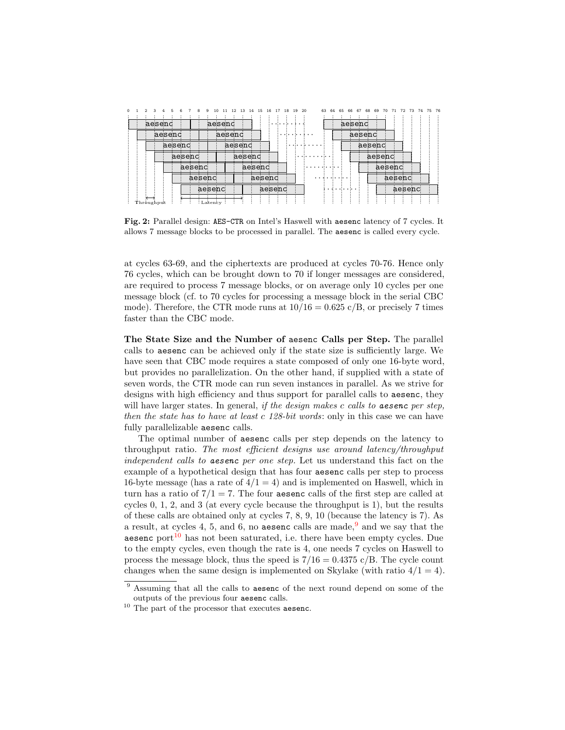**Fig. 2:** Parallel design: `AES-CTR` on Intel's Haswell with `aesenc` latency of 7 cycles. It allows 7 message blocks to be processed in parallel. The `aesenc` is called every cycle.

at cycles 63-69, and the ciphertexts are produced at cycles 70-76. Hence only 76 cycles, which can be brought down to 70 if longer messages are considered, are required to process 7 message blocks, or on average only 10 cycles per one message block (cf. to 70 cycles for processing a message block in the serial CBC mode). Therefore, the CTR mode runs at $10/16 = 0.625$ c/B, or precisely 7 times faster than the CBC mode.

**The State Size and the Number of `aesenc` Calls per Step.** The parallel calls to `aesenc` can be achieved only if the state size is sufficiently large. We have seen that CBC mode requires a state composed of only one 16-byte word, but provides no parallelization. On the other hand, if supplied with a state of seven words, the CTR mode can run seven instances in parallel. As we strive for designs with high efficiency and thus support for parallel calls to `aesenc`, they will have larger states. In general, *if the design makes $c$ calls to `aesenc` per step, then the state has to have at least $c$ 128-bit words*: only in this case we can have fully parallelizable `aesenc` calls.

The optimal number of `aesenc` calls per step depends on the latency to throughput ratio. *The most efficient designs use around latency/throughput independent calls to `aesenc` per one step.* Let us understand this fact on the example of a hypothetical design that has four `aesenc` calls per step to process 16-byte message (has a rate of $4/1 = 4$) and is implemented on Haswell, which in turn has a ratio of $7/1 = 7$. The four `aesenc` calls of the first step are called at cycles 0, 1, 2, and 3 (at every cycle because the throughput is 1), but the results of these calls are obtained only at cycles 7, 8, 9, 10 (because the latency is 7). As a result, at cycles 4, 5, and 6, no `aesenc` calls are made,[9] and we say that the `aesenc` port[10] has not been saturated, i.e. there have been empty cycles. Due to the empty cycles, even though the rate is 4, one needs 7 cycles on Haswell to process the message block, thus the speed is $7/16 = 0.4375$ c/B. The cycle count changes when the same design is implemented on Skylake (with ratio $4/1 = 4$).

[9] Assuming that all the calls to `aesenc` of the next round depend on some of the outputs of the previous four `aesenc` calls.

[10] The part of the processor that executes `aesenc`.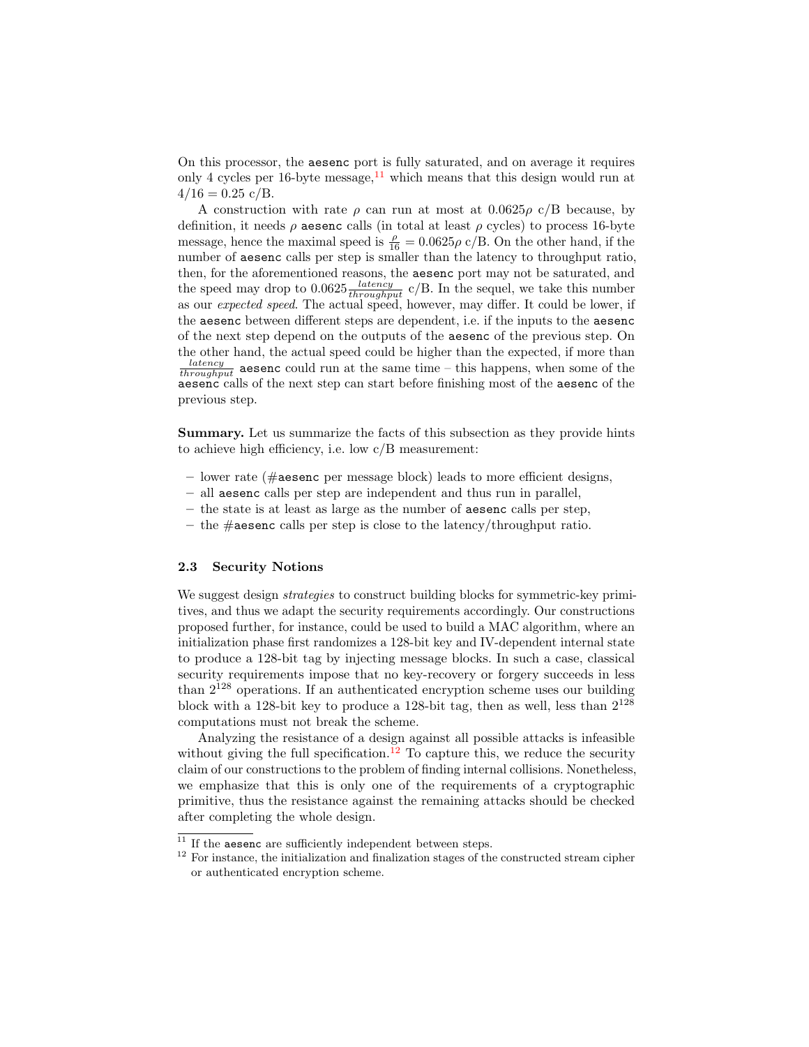On this processor, the aesenc port is fully saturated, and on average it requires only 4 cycles per 16-byte message,[11] which means that this design would run at $4/16 = 0.25$ c/B.

A construction with rate $\rho$ can run at most at $0.0625\rho$ c/B because, by definition, it needs $\rho$ aesenc calls (in total at least $\rho$ cycles) to process 16-byte message, hence the maximal speed is $\frac{\rho}{16} = 0.0625\rho$ c/B. On the other hand, if the number of aesenc calls per step is smaller than the latency to throughput ratio, then, for the aforementioned reasons, the aesenc port may not be saturated, and the speed may drop to $0.0625\frac{latency}{throughput}$ c/B. In the sequel, we take this number as our *expected speed*. The actual speed, however, may differ. It could be lower, if the aesenc between different steps are dependent, i.e. if the inputs to the aesenc of the next step depend on the outputs of the aesenc of the previous step. On the other hand, the actual speed could be higher than the expected, if more than $\frac{latency}{throughput}$ aesenc could run at the same time – this happens, when some of the aesenc calls of the next step can start before finishing most of the aesenc of the previous step.

**Summary.** Let us summarize the facts of this subsection as they provide hints to achieve high efficiency, i.e. low c/B measurement:

– lower rate (#aesenc per message block) leads to more efficient designs,
– all aesenc calls per step are independent and thus run in parallel,
– the state is at least as large as the number of aesenc calls per step,
– the #aesenc calls per step is close to the latency/throughput ratio.

### 2.3 Security Notions

We suggest design *strategies* to construct building blocks for symmetric-key primitives, and thus we adapt the security requirements accordingly. Our constructions proposed further, for instance, could be used to build a MAC algorithm, where an initialization phase first randomizes a 128-bit key and IV-dependent internal state to produce a 128-bit tag by injecting message blocks. In such a case, classical security requirements impose that no key-recovery or forgery succeeds in less than $2^{128}$ operations. If an authenticated encryption scheme uses our building block with a 128-bit key to produce a 128-bit tag, then as well, less than $2^{128}$ computations must not break the scheme.

Analyzing the resistance of a design against all possible attacks is infeasible without giving the full specification.[12] To capture this, we reduce the security claim of our constructions to the problem of finding internal collisions. Nonetheless, we emphasize that this is only one of the requirements of a cryptographic primitive, thus the resistance against the remaining attacks should be checked after completing the whole design.

[11] If the aesenc are sufficiently independent between steps.

[12] For instance, the initialization and finalization stages of the constructed stream cipher or authenticated encryption scheme.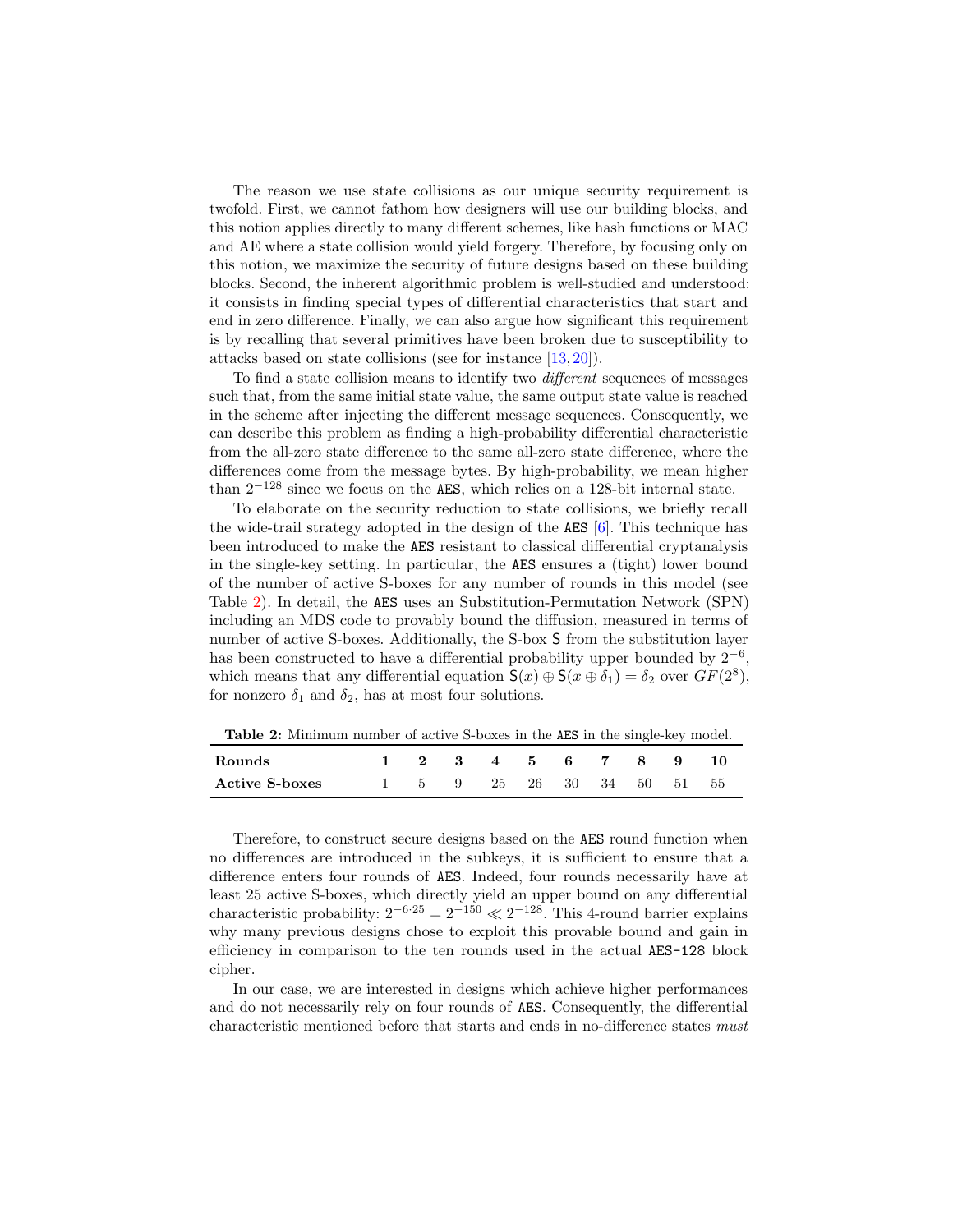The reason we use state collisions as our unique security requirement is twofold. First, we cannot fathom how designers will use our building blocks, and this notion applies directly to many different schemes, like hash functions or MAC and AE where a state collision would yield forgery. Therefore, by focusing only on this notion, we maximize the security of future designs based on these building blocks. Second, the inherent algorithmic problem is well-studied and understood: it consists in finding special types of differential characteristics that start and end in zero difference. Finally, we can also argue how significant this requirement is by recalling that several primitives have been broken due to susceptibility to attacks based on state collisions (see for instance [13, 20]).

To find a state collision means to identify two *different* sequences of messages such that, from the same initial state value, the same output state value is reached in the scheme after injecting the different message sequences. Consequently, we can describe this problem as finding a high-probability differential characteristic from the all-zero state difference to the same all-zero state difference, where the differences come from the message bytes. By high-probability, we mean higher than $2^{-128}$ since we focus on the AES, which relies on a 128-bit internal state.

To elaborate on the security reduction to state collisions, we briefly recall the wide-trail strategy adopted in the design of the AES [6]. This technique has been introduced to make the AES resistant to classical differential cryptanalysis in the single-key setting. In particular, the AES ensures a (tight) lower bound of the number of active S-boxes for any number of rounds in this model (see Table 2). In detail, the AES uses an Substitution-Permutation Network (SPN) including an MDS code to provably bound the diffusion, measured in terms of number of active S-boxes. Additionally, the S-box S from the substitution layer has been constructed to have a differential probability upper bounded by $2^{-6}$, which means that any differential equation $\mathsf{S}(x) \oplus \mathsf{S}(x \oplus \delta_1) = \delta_2$ over $GF(2^8)$, for nonzero $\delta_1$ and $\delta_2$, has at most four solutions.

**Table 2:** Minimum number of active S-boxes in the AES in the single-key model.

| **Rounds** | **1** | **2** | **3** | **4** | **5** | **6** | **7** | **8** | **9** | **10** |
|---|---|---|---|---|---|---|---|---|---|---|
| **Active S-boxes** | 1 | 5 | 9 | 25 | 26 | 30 | 34 | 50 | 51 | 55 |

Therefore, to construct secure designs based on the AES round function when no differences are introduced in the subkeys, it is sufficient to ensure that a difference enters four rounds of AES. Indeed, four rounds necessarily have at least 25 active S-boxes, which directly yield an upper bound on any differential characteristic probability: $2^{-6 \cdot 25} = 2^{-150} \ll 2^{-128}$. This 4-round barrier explains why many previous designs chose to exploit this provable bound and gain in efficiency in comparison to the ten rounds used in the actual AES-128 block cipher.

In our case, we are interested in designs which achieve higher performances and do not necessarily rely on four rounds of AES. Consequently, the differential characteristic mentioned before that starts and ends in no-difference states *must*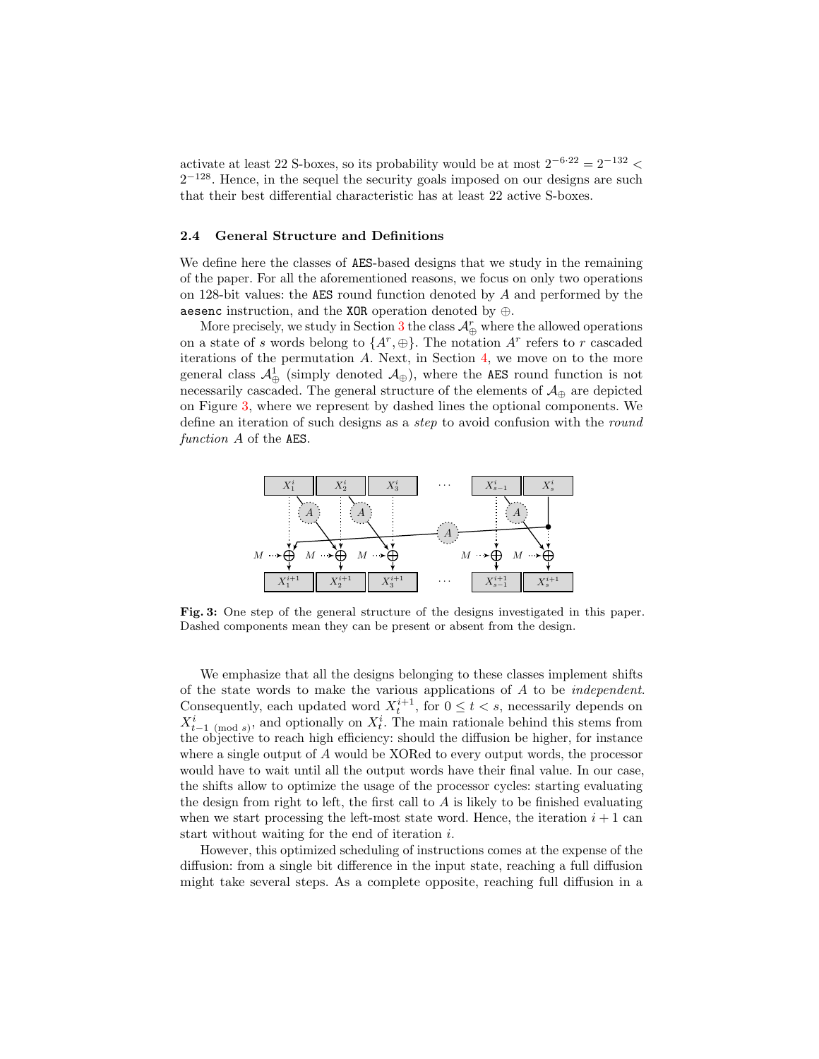activate at least 22 S-boxes, so its probability would be at most $2^{-6 \cdot 22} = 2^{-132} < 2^{-128}$. Hence, in the sequel the security goals imposed on our designs are such that their best differential characteristic has at least 22 active S-boxes.

### 2.4 General Structure and Definitions

We define here the classes of AES-based designs that we study in the remaining of the paper. For all the aforementioned reasons, we focus on only two operations on 128-bit values: the AES round function denoted by $A$ and performed by the aesenc instruction, and the XOR operation denoted by $\oplus$.

More precisely, we study in Section 3 the class $\mathcal{A}_{\oplus}^{r}$ where the allowed operations on a state of $s$ words belong to $\{A^r, \oplus\}$. The notation $A^r$ refers to $r$ cascaded iterations of the permutation $A$. Next, in Section 4, we move on to the more general class $\mathcal{A}_{\oplus}^{1}$ (simply denoted $\mathcal{A}_{\oplus}$), where the AES round function is not necessarily cascaded. The general structure of the elements of $\mathcal{A}_{\oplus}$ are depicted on Figure 3, where we represent by dashed lines the optional components. We define an iteration of such designs as a *step* to avoid confusion with the *round function* $A$ of the AES.

**Fig. 3:** One step of the general structure of the designs investigated in this paper. Dashed components mean they can be present or absent from the design.

We emphasize that all the designs belonging to these classes implement shifts of the state words to make the various applications of $A$ to be *independent*. Consequently, each updated word $X_t^{i+1}$, for $0 \leq t < s$, necessarily depends on $X_{t-1 \pmod s}^{i}$, and optionally on $X_t^i$. The main rationale behind this stems from the objective to reach high efficiency: should the diffusion be higher, for instance where a single output of $A$ would be XORed to every output words, the processor would have to wait until all the output words have their final value. In our case, the shifts allow to optimize the usage of the processor cycles: starting evaluating the design from right to left, the first call to $A$ is likely to be finished evaluating when we start processing the left-most state word. Hence, the iteration $i+1$ can start without waiting for the end of iteration $i$.

However, this optimized scheduling of instructions comes at the expense of the diffusion: from a single bit difference in the input state, reaching a full diffusion might take several steps. As a complete opposite, reaching full diffusion in a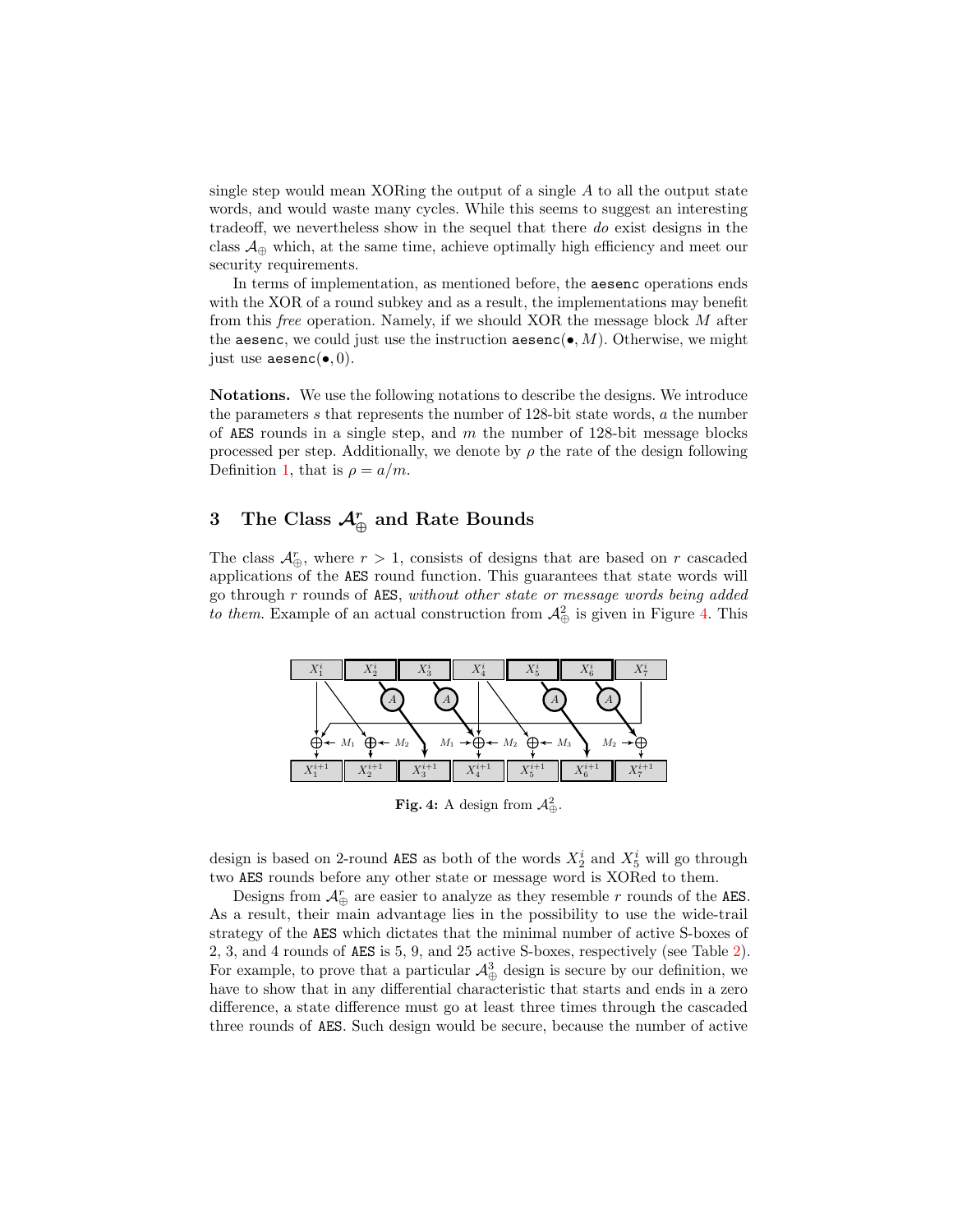single step would mean XORing the output of a single $A$ to all the output state words, and would waste many cycles. While this seems to suggest an interesting tradeoff, we nevertheless show in the sequel that there *do* exist designs in the class $\mathcal{A}_\oplus$ which, at the same time, achieve optimally high efficiency and meet our security requirements.

In terms of implementation, as mentioned before, the `aesenc` operations ends with the XOR of a round subkey and as a result, the implementations may benefit from this *free* operation. Namely, if we should XOR the message block $M$ after the `aesenc`, we could just use the instruction `aesenc`$(\bullet, M)$. Otherwise, we might just use `aesenc`$(\bullet, 0)$.

**Notations.** We use the following notations to describe the designs. We introduce the parameters $s$ that represents the number of 128-bit state words, $a$ the number of `AES` rounds in a single step, and $m$ the number of 128-bit message blocks processed per step. Additionally, we denote by $\rho$ the rate of the design following Definition 1, that is $\rho = a/m$.

## 3 The Class $\mathcal{A}_\oplus^r$ and Rate Bounds

The class $\mathcal{A}_\oplus^r$, where $r > 1$, consists of designs that are based on $r$ cascaded applications of the `AES` round function. This guarantees that state words will go through $r$ rounds of `AES`, *without other state or message words being added to them.* Example of an actual construction from $\mathcal{A}_\oplus^2$ is given in Figure 4. This

**Fig. 4:** A design from $\mathcal{A}_\oplus^2$.

design is based on 2-round `AES` as both of the words $X_2^i$ and $X_5^i$ will go through two `AES` rounds before any other state or message word is XORed to them.

Designs from $\mathcal{A}_\oplus^r$ are easier to analyze as they resemble $r$ rounds of the `AES`. As a result, their main advantage lies in the possibility to use the wide-trail strategy of the `AES` which dictates that the minimal number of active S-boxes of 2, 3, and 4 rounds of `AES` is 5, 9, and 25 active S-boxes, respectively (see Table 2). For example, to prove that a particular $\mathcal{A}_\oplus^3$ design is secure by our definition, we have to show that in any differential characteristic that starts and ends in a zero difference, a state difference must go at least three times through the cascaded three rounds of `AES`. Such design would be secure, because the number of active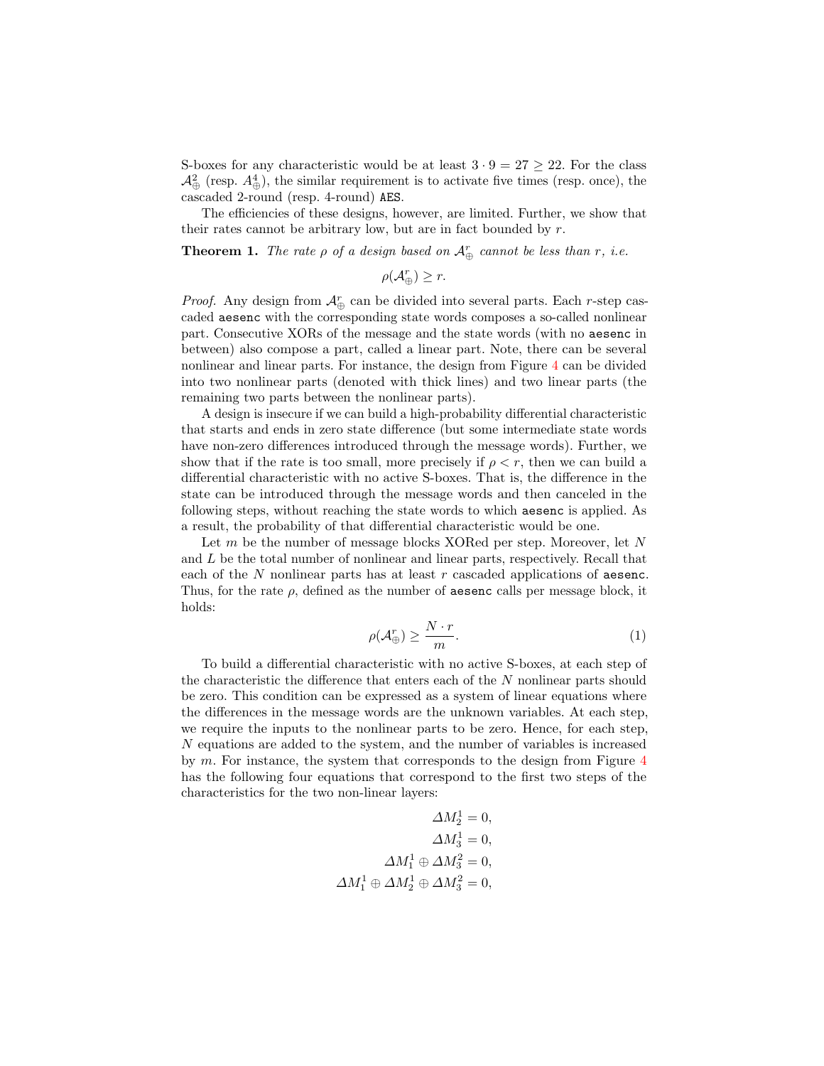S-boxes for any characteristic would be at least $3 \cdot 9 = 27 \geq 22$. For the class $\mathcal{A}_{\oplus}^{2}$ (resp. $A_{\oplus}^{4}$), the similar requirement is to activate five times (resp. once), the cascaded 2-round (resp. 4-round) `AES`.

The efficiencies of these designs, however, are limited. Further, we show that their rates cannot be arbitrary low, but are in fact bounded by $r$.

**Theorem 1.** *The rate $\rho$ of a design based on $\mathcal{A}_{\oplus}^{r}$ cannot be less than $r$, i.e.*

$$\rho(\mathcal{A}_{\oplus}^{r}) \geq r.$$

*Proof.* Any design from $\mathcal{A}_{\oplus}^{r}$ can be divided into several parts. Each $r$-step cascaded `aesenc` with the corresponding state words composes a so-called nonlinear part. Consecutive XORs of the message and the state words (with no `aesenc` in between) also compose a part, called a linear part. Note, there can be several nonlinear and linear parts. For instance, the design from Figure 4 can be divided into two nonlinear parts (denoted with thick lines) and two linear parts (the remaining two parts between the nonlinear parts).

A design is insecure if we can build a high-probability differential characteristic that starts and ends in zero state difference (but some intermediate state words have non-zero differences introduced through the message words). Further, we show that if the rate is too small, more precisely if $\rho < r$, then we can build a differential characteristic with no active S-boxes. That is, the difference in the state can be introduced through the message words and then canceled in the following steps, without reaching the state words to which `aesenc` is applied. As a result, the probability of that differential characteristic would be one.

Let $m$ be the number of message blocks XORed per step. Moreover, let $N$ and $L$ be the total number of nonlinear and linear parts, respectively. Recall that each of the $N$ nonlinear parts has at least $r$ cascaded applications of `aesenc`. Thus, for the rate $\rho$, defined as the number of `aesenc` calls per message block, it holds:

$$\rho(\mathcal{A}_{\oplus}^{r}) \geq \frac{N \cdot r}{m}. \tag{1}$$

To build a differential characteristic with no active S-boxes, at each step of the characteristic the difference that enters each of the $N$ nonlinear parts should be zero. This condition can be expressed as a system of linear equations where the differences in the message words are the unknown variables. At each step, we require the inputs to the nonlinear parts to be zero. Hence, for each step, $N$ equations are added to the system, and the number of variables is increased by $m$. For instance, the system that corresponds to the design from Figure 4 has the following four equations that correspond to the first two steps of the characteristics for the two non-linear layers:

$$\begin{aligned}
\Delta M_2^1 &= 0, \\
\Delta M_3^1 &= 0, \\
\Delta M_1^1 \oplus \Delta M_3^2 &= 0, \\
\Delta M_1^1 \oplus \Delta M_2^1 \oplus \Delta M_3^2 &= 0,
\end{aligned}$$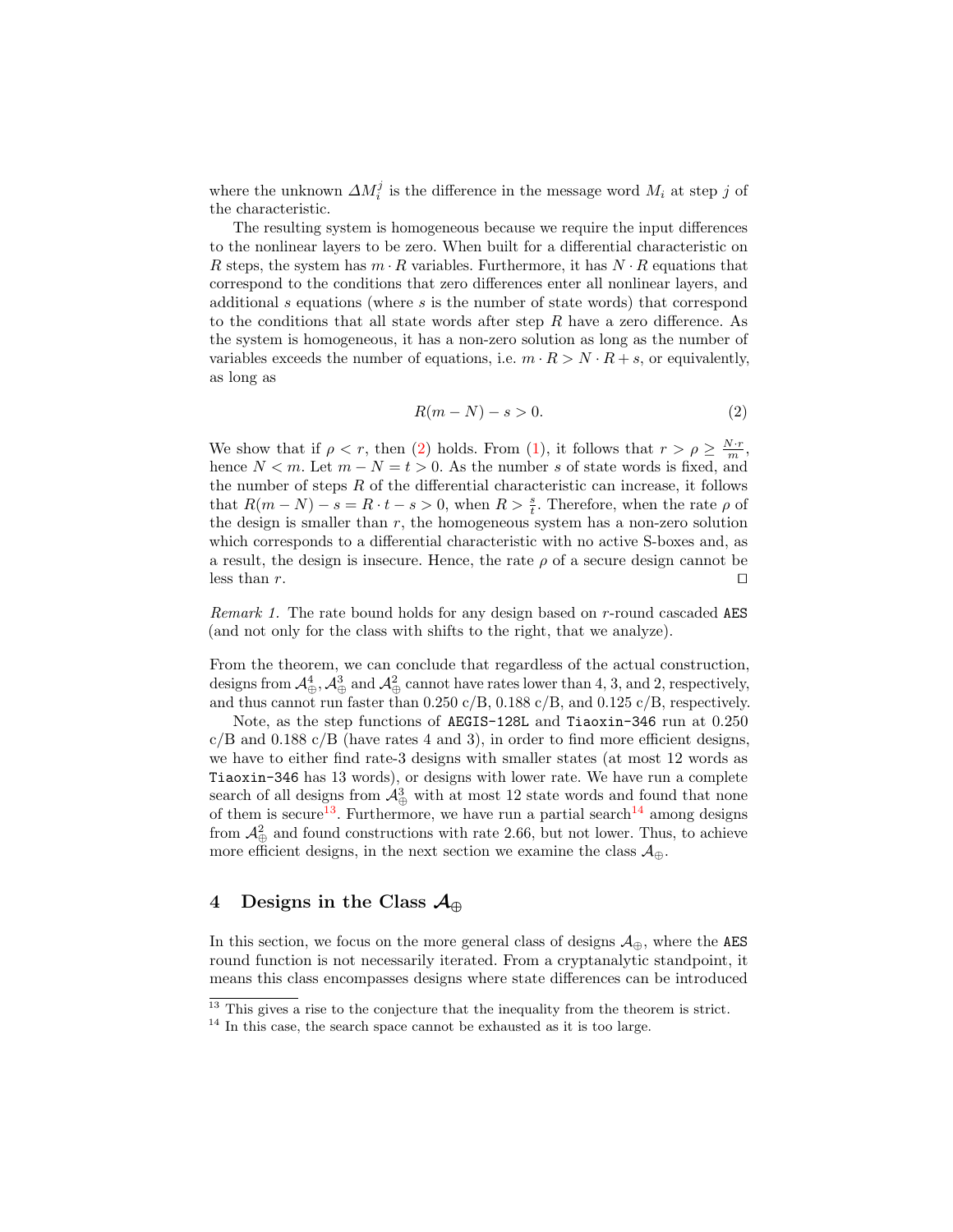where the unknown $\Delta M_i^j$ is the difference in the message word $M_i$ at step $j$ of the characteristic.

The resulting system is homogeneous because we require the input differences to the nonlinear layers to be zero. When built for a differential characteristic on $R$ steps, the system has $m \cdot R$ variables. Furthermore, it has $N \cdot R$ equations that correspond to the conditions that zero differences enter all nonlinear layers, and additional $s$ equations (where $s$ is the number of state words) that correspond to the conditions that all state words after step $R$ have a zero difference. As the system is homogeneous, it has a non-zero solution as long as the number of variables exceeds the number of equations, i.e. $m \cdot R > N \cdot R + s$, or equivalently, as long as

$$R(m - N) - s > 0. \tag{2}$$

We show that if $\rho < r$, then (2) holds. From (1), it follows that $r > \rho \geq \frac{N \cdot r}{m}$, hence $N < m$. Let $m - N = t > 0$. As the number $s$ of state words is fixed, and the number of steps $R$ of the differential characteristic can increase, it follows that $R(m - N) - s = R \cdot t - s > 0$, when $R > \frac{s}{t}$. Therefore, when the rate $\rho$ of the design is smaller than $r$, the homogeneous system has a non-zero solution which corresponds to a differential characteristic with no active S-boxes and, as a result, the design is insecure. Hence, the rate $\rho$ of a secure design cannot be less than $r$. ◻

*Remark 1.* The rate bound holds for any design based on $r$-round cascaded AES (and not only for the class with shifts to the right, that we analyze).

From the theorem, we can conclude that regardless of the actual construction, designs from $\mathcal{A}_\oplus^4$, $\mathcal{A}_\oplus^3$ and $\mathcal{A}_\oplus^2$ cannot have rates lower than 4, 3, and 2, respectively, and thus cannot run faster than 0.250 c/B, 0.188 c/B, and 0.125 c/B, respectively.

Note, as the step functions of AEGIS-128L and Tiaoxin-346 run at 0.250 c/B and 0.188 c/B (have rates 4 and 3), in order to find more efficient designs, we have to either find rate-3 designs with smaller states (at most 12 words as Tiaoxin-346 has 13 words), or designs with lower rate. We have run a complete search of all designs from $\mathcal{A}_\oplus^3$ with at most 12 state words and found that none of them is secure[13]. Furthermore, we have run a partial search[14] among designs from $\mathcal{A}_\oplus^2$ and found constructions with rate 2.66, but not lower. Thus, to achieve more efficient designs, in the next section we examine the class $\mathcal{A}_\oplus$.

## 4 Designs in the Class $\mathcal{A}_\oplus$

In this section, we focus on the more general class of designs $\mathcal{A}_\oplus$, where the AES round function is not necessarily iterated. From a cryptanalytic standpoint, it means this class encompasses designs where state differences can be introduced

[13] This gives a rise to the conjecture that the inequality from the theorem is strict.

[14] In this case, the search space cannot be exhausted as it is too large.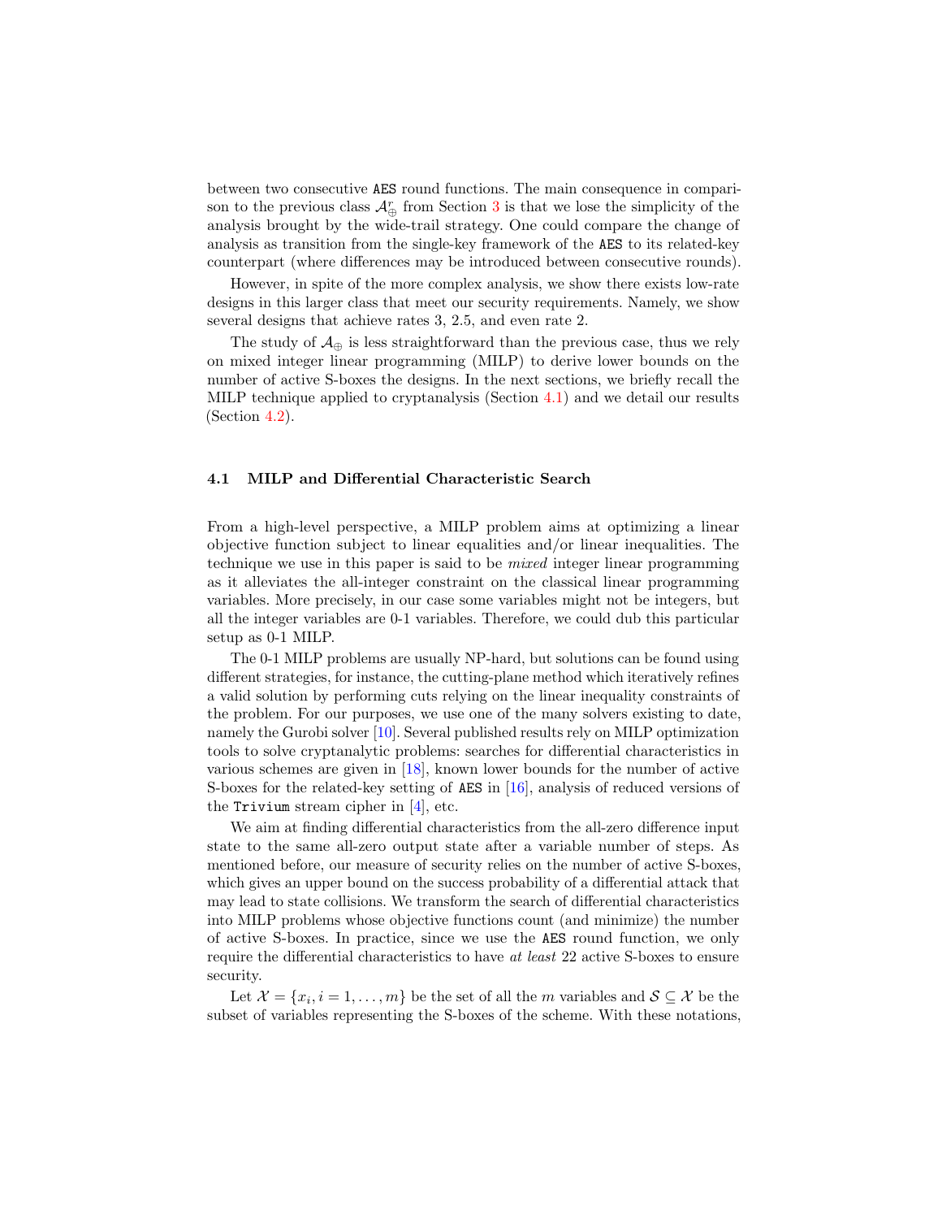between two consecutive AES round functions. The main consequence in comparison to the previous class $\mathcal{A}_{\oplus}^{r}$ from Section 3 is that we lose the simplicity of the analysis brought by the wide-trail strategy. One could compare the change of analysis as transition from the single-key framework of the AES to its related-key counterpart (where differences may be introduced between consecutive rounds).

However, in spite of the more complex analysis, we show there exists low-rate designs in this larger class that meet our security requirements. Namely, we show several designs that achieve rates 3, 2.5, and even rate 2.

The study of $\mathcal{A}_{\oplus}$ is less straightforward than the previous case, thus we rely on mixed integer linear programming (MILP) to derive lower bounds on the number of active S-boxes the designs. In the next sections, we briefly recall the MILP technique applied to cryptanalysis (Section 4.1) and we detail our results (Section 4.2).

### 4.1 MILP and Differential Characteristic Search

From a high-level perspective, a MILP problem aims at optimizing a linear objective function subject to linear equalities and/or linear inequalities. The technique we use in this paper is said to be *mixed* integer linear programming as it alleviates the all-integer constraint on the classical linear programming variables. More precisely, in our case some variables might not be integers, but all the integer variables are 0-1 variables. Therefore, we could dub this particular setup as 0-1 MILP.

The 0-1 MILP problems are usually NP-hard, but solutions can be found using different strategies, for instance, the cutting-plane method which iteratively refines a valid solution by performing cuts relying on the linear inequality constraints of the problem. For our purposes, we use one of the many solvers existing to date, namely the Gurobi solver [10]. Several published results rely on MILP optimization tools to solve cryptanalytic problems: searches for differential characteristics in various schemes are given in [18], known lower bounds for the number of active S-boxes for the related-key setting of AES in [16], analysis of reduced versions of the Trivium stream cipher in [4], etc.

We aim at finding differential characteristics from the all-zero difference input state to the same all-zero output state after a variable number of steps. As mentioned before, our measure of security relies on the number of active S-boxes, which gives an upper bound on the success probability of a differential attack that may lead to state collisions. We transform the search of differential characteristics into MILP problems whose objective functions count (and minimize) the number of active S-boxes. In practice, since we use the AES round function, we only require the differential characteristics to have *at least* 22 active S-boxes to ensure security.

Let $\mathcal{X} = \{x_i, i = 1, \ldots, m\}$ be the set of all the $m$ variables and $\mathcal{S} \subseteq \mathcal{X}$ be the subset of variables representing the S-boxes of the scheme. With these notations,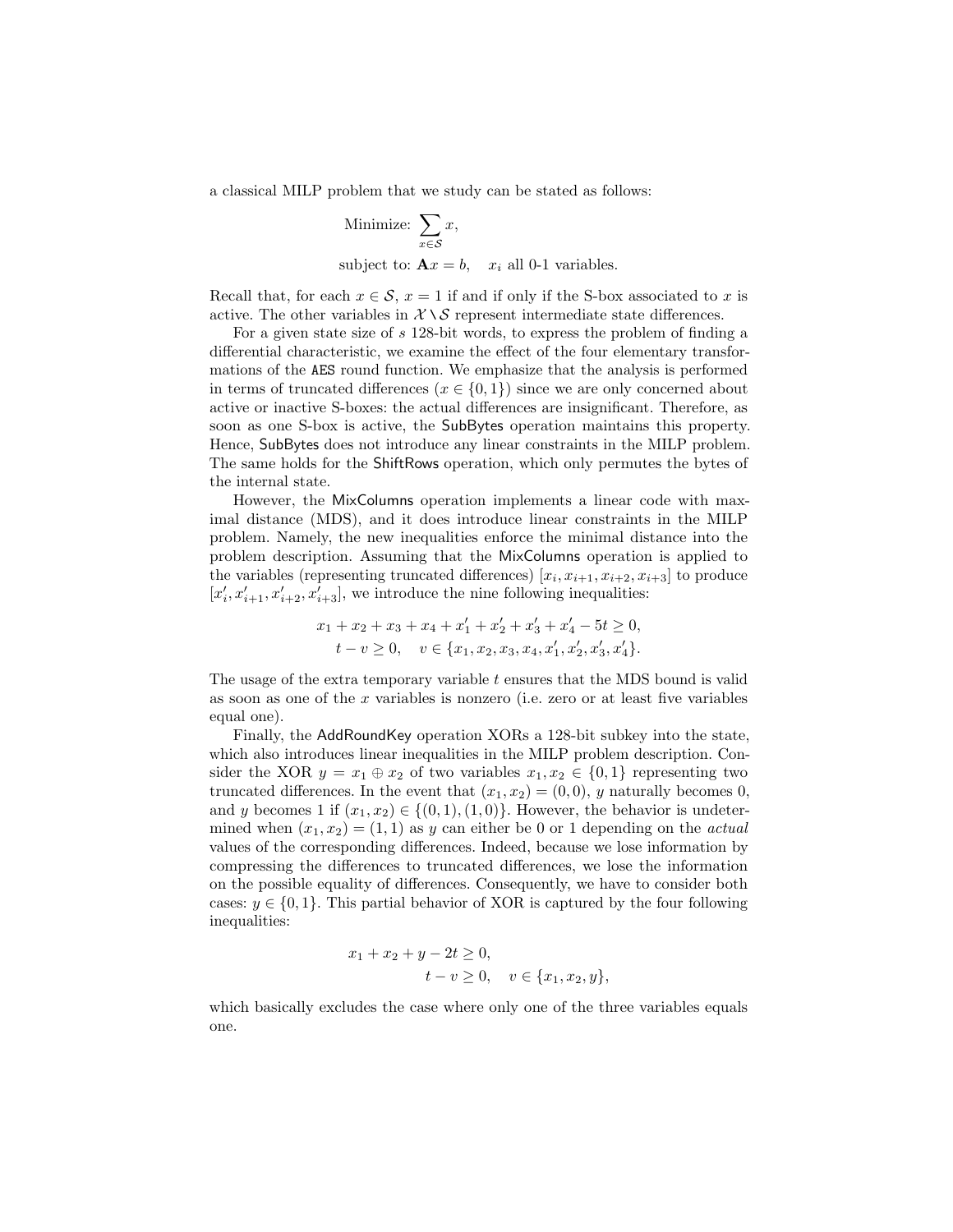a classical MILP problem that we study can be stated as follows:

$$\text{Minimize: } \sum_{x \in \mathcal{S}} x,$$

$$\text{subject to: } \mathbf{A}x = b, \quad x_i \text{ all 0-1 variables.}$$

Recall that, for each $x \in \mathcal{S}$, $x = 1$ if and if only if the S-box associated to $x$ is active. The other variables in $\mathcal{X} \setminus \mathcal{S}$ represent intermediate state differences.

For a given state size of $s$ 128-bit words, to express the problem of finding a differential characteristic, we examine the effect of the four elementary transformations of the AES round function. We emphasize that the analysis is performed in terms of truncated differences ($x \in \{0, 1\}$) since we are only concerned about active or inactive S-boxes: the actual differences are insignificant. Therefore, as soon as one S-box is active, the SubBytes operation maintains this property. Hence, SubBytes does not introduce any linear constraints in the MILP problem. The same holds for the ShiftRows operation, which only permutes the bytes of the internal state.

However, the MixColumns operation implements a linear code with maximal distance (MDS), and it does introduce linear constraints in the MILP problem. Namely, the new inequalities enforce the minimal distance into the problem description. Assuming that the MixColumns operation is applied to the variables (representing truncated differences) $[x_i, x_{i+1}, x_{i+2}, x_{i+3}]$ to produce $[x'_i, x'_{i+1}, x'_{i+2}, x'_{i+3}]$, we introduce the nine following inequalities:

$$x_1 + x_2 + x_3 + x_4 + x'_1 + x'_2 + x'_3 + x'_4 - 5t \geq 0,$$
$$t - v \geq 0, \quad v \in \{x_1, x_2, x_3, x_4, x'_1, x'_2, x'_3, x'_4\}.$$

The usage of the extra temporary variable $t$ ensures that the MDS bound is valid as soon as one of the $x$ variables is nonzero (i.e. zero or at least five variables equal one).

Finally, the AddRoundKey operation XORs a 128-bit subkey into the state, which also introduces linear inequalities in the MILP problem description. Consider the XOR $y = x_1 \oplus x_2$ of two variables $x_1, x_2 \in \{0, 1\}$ representing two truncated differences. In the event that $(x_1, x_2) = (0, 0)$, $y$ naturally becomes 0, and $y$ becomes 1 if $(x_1, x_2) \in \{(0, 1), (1, 0)\}$. However, the behavior is undetermined when $(x_1, x_2) = (1, 1)$ as $y$ can either be 0 or 1 depending on the *actual* values of the corresponding differences. Indeed, because we lose information by compressing the differences to truncated differences, we lose the information on the possible equality of differences. Consequently, we have to consider both cases: $y \in \{0, 1\}$. This partial behavior of XOR is captured by the four following inequalities:

$$x_1 + x_2 + y - 2t \geq 0,$$
$$t - v \geq 0, \quad v \in \{x_1, x_2, y\},$$

which basically excludes the case where only one of the three variables equals one.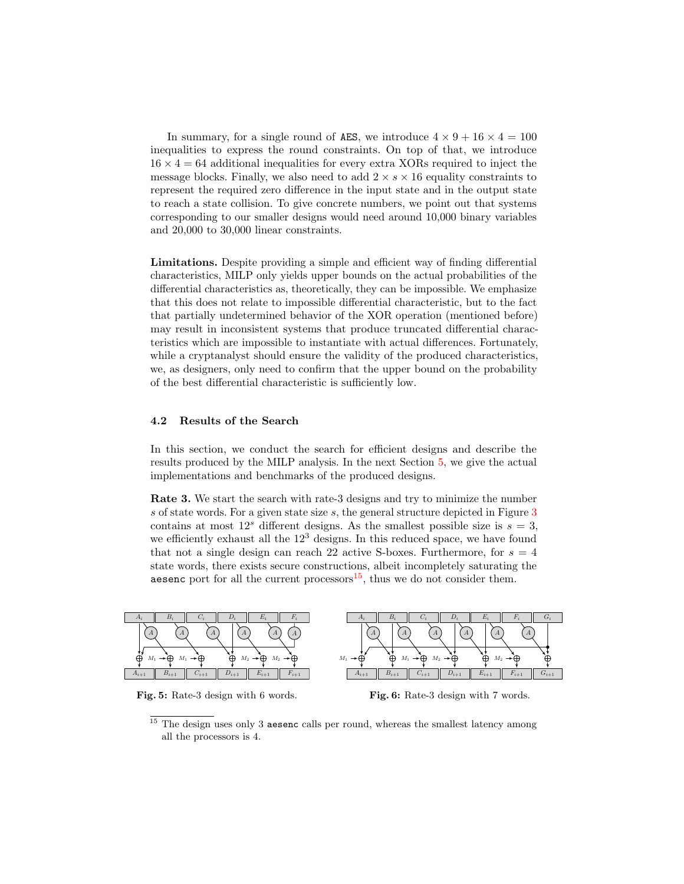In summary, for a single round of AES, we introduce $4 \times 9 + 16 \times 4 = 100$ inequalities to express the round constraints. On top of that, we introduce $16 \times 4 = 64$ additional inequalities for every extra XORs required to inject the message blocks. Finally, we also need to add $2 \times s \times 16$ equality constraints to represent the required zero difference in the input state and in the output state to reach a state collision. To give concrete numbers, we point out that systems corresponding to our smaller designs would need around 10,000 binary variables and 20,000 to 30,000 linear constraints.

**Limitations.** Despite providing a simple and efficient way of finding differential characteristics, MILP only yields upper bounds on the actual probabilities of the differential characteristics as, theoretically, they can be impossible. We emphasize that this does not relate to impossible differential characteristic, but to the fact that partially undetermined behavior of the XOR operation (mentioned before) may result in inconsistent systems that produce truncated differential characteristics which are impossible to instantiate with actual differences. Fortunately, while a cryptanalyst should ensure the validity of the produced characteristics, we, as designers, only need to confirm that the upper bound on the probability of the best differential characteristic is sufficiently low.

### 4.2 Results of the Search

In this section, we conduct the search for efficient designs and describe the results produced by the MILP analysis. In the next Section 5, we give the actual implementations and benchmarks of the produced designs.

**Rate 3.** We start the search with rate-3 designs and try to minimize the number $s$ of state words. For a given state size $s$, the general structure depicted in Figure 3 contains at most $12^s$ different designs. As the smallest possible size is $s = 3$, we efficiently exhaust all the $12^3$ designs. In this reduced space, we have found that not a single design can reach 22 active S-boxes. Furthermore, for $s = 4$ state words, there exists secure constructions, albeit incompletely saturating the aesenc port for all the current processors[15], thus we do not consider them.

**Fig. 5:** Rate-3 design with 6 words.

**Fig. 6:** Rate-3 design with 7 words.

[15] The design uses only 3 aesenc calls per round, whereas the smallest latency among all the processors is 4.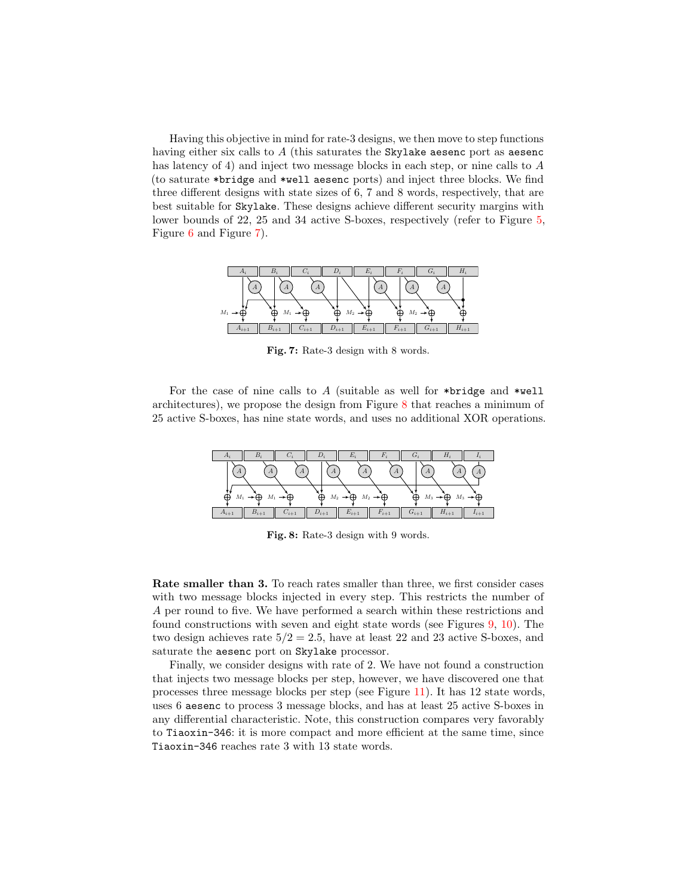Having this objective in mind for rate-3 designs, we then move to step functions having either six calls to $A$ (this saturates the `Skylake` `aesenc` port as `aesenc` has latency of 4) and inject two message blocks in each step, or nine calls to $A$ (to saturate `*bridge` and `*well` `aesenc` ports) and inject three blocks. We find three different designs with state sizes of 6, 7 and 8 words, respectively, that are best suitable for `Skylake`. These designs achieve different security margins with lower bounds of 22, 25 and 34 active S-boxes, respectively (refer to Figure 5, Figure 6 and Figure 7).

**Fig. 7:** Rate-3 design with 8 words.

For the case of nine calls to $A$ (suitable as well for `*bridge` and `*well` architectures), we propose the design from Figure 8 that reaches a minimum of 25 active S-boxes, has nine state words, and uses no additional XOR operations.

**Fig. 8:** Rate-3 design with 9 words.

**Rate smaller than 3.** To reach rates smaller than three, we first consider cases with two message blocks injected in every step. This restricts the number of $A$ per round to five. We have performed a search within these restrictions and found constructions with seven and eight state words (see Figures 9, 10). The two design achieves rate $5/2 = 2.5$, have at least 22 and 23 active S-boxes, and saturate the `aesenc` port on `Skylake` processor.

Finally, we consider designs with rate of 2. We have not found a construction that injects two message blocks per step, however, we have discovered one that processes three message blocks per step (see Figure 11). It has 12 state words, uses 6 `aesenc` to process 3 message blocks, and has at least 25 active S-boxes in any differential characteristic. Note, this construction compares very favorably to `Tiaoxin-346`: it is more compact and more efficient at the same time, since `Tiaoxin-346` reaches rate 3 with 13 state words.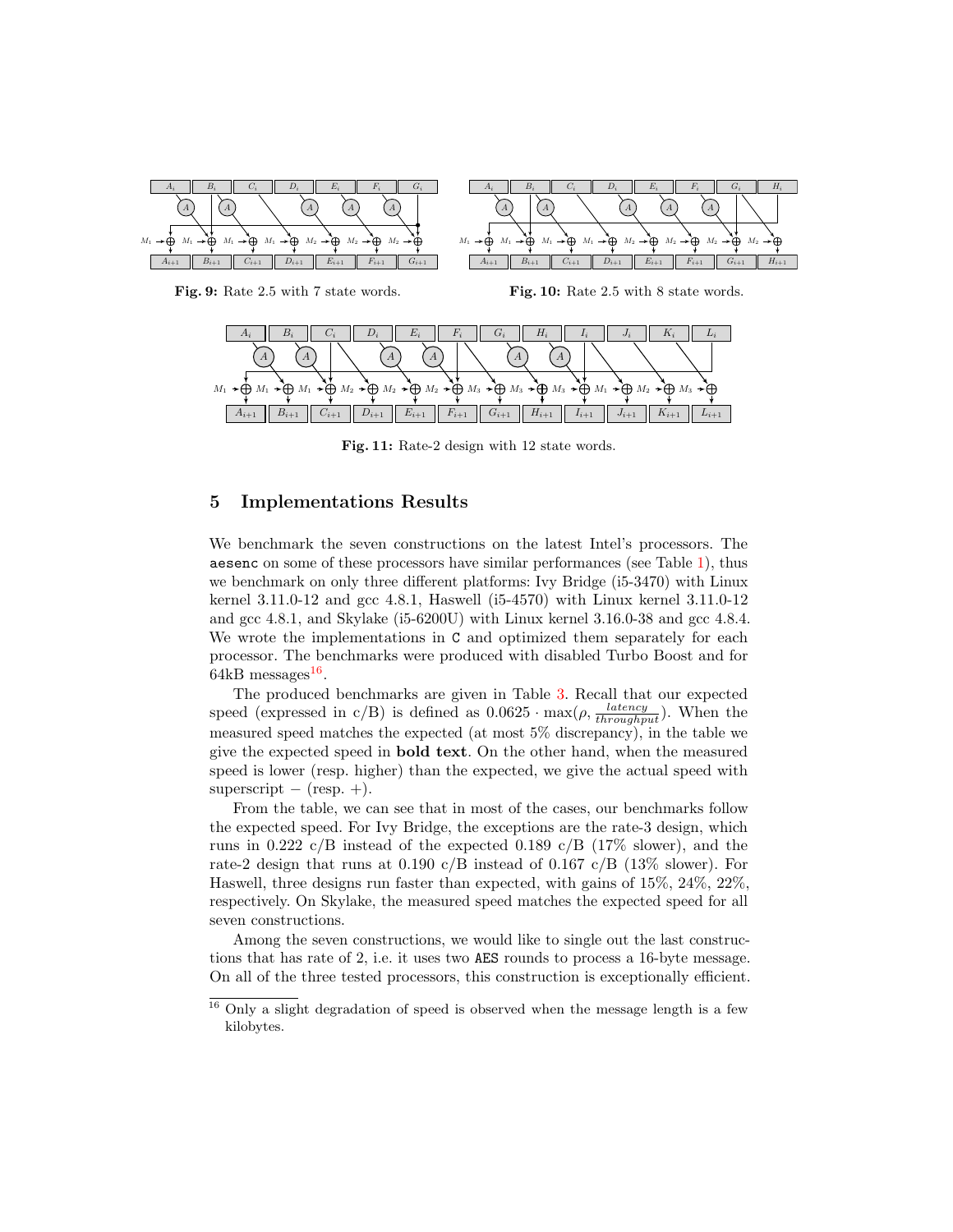**Fig. 9:** Rate 2.5 with 7 state words.

**Fig. 10:** Rate 2.5 with 8 state words.

**Fig. 11:** Rate-2 design with 12 state words.

## 5 Implementations Results

We benchmark the seven constructions on the latest Intel's processors. The aesenc on some of these processors have similar performances (see Table 1), thus we benchmark on only three different platforms: Ivy Bridge (i5-3470) with Linux kernel 3.11.0-12 and gcc 4.8.1, Haswell (i5-4570) with Linux kernel 3.11.0-12 and gcc 4.8.1, and Skylake (i5-6200U) with Linux kernel 3.16.0-38 and gcc 4.8.4. We wrote the implementations in C and optimized them separately for each processor. The benchmarks were produced with disabled Turbo Boost and for 64kB messages[16].

The produced benchmarks are given in Table 3. Recall that our expected speed (expressed in c/B) is defined as $0.0625 \cdot \max(\rho, \frac{latency}{throughput})$. When the measured speed matches the expected (at most 5% discrepancy), in the table we give the expected speed in **bold text**. On the other hand, when the measured speed is lower (resp. higher) than the expected, we give the actual speed with superscript $-$ (resp. $+$).

From the table, we can see that in most of the cases, our benchmarks follow the expected speed. For Ivy Bridge, the exceptions are the rate-3 design, which runs in 0.222 c/B instead of the expected 0.189 c/B (17% slower), and the rate-2 design that runs at 0.190 c/B instead of 0.167 c/B (13% slower). For Haswell, three designs run faster than expected, with gains of 15%, 24%, 22%, respectively. On Skylake, the measured speed matches the expected speed for all seven constructions.

Among the seven constructions, we would like to single out the last constructions that has rate of 2, i.e. it uses two AES rounds to process a 16-byte message. On all of the three tested processors, this construction is exceptionally efficient.

[16] Only a slight degradation of speed is observed when the message length is a few kilobytes.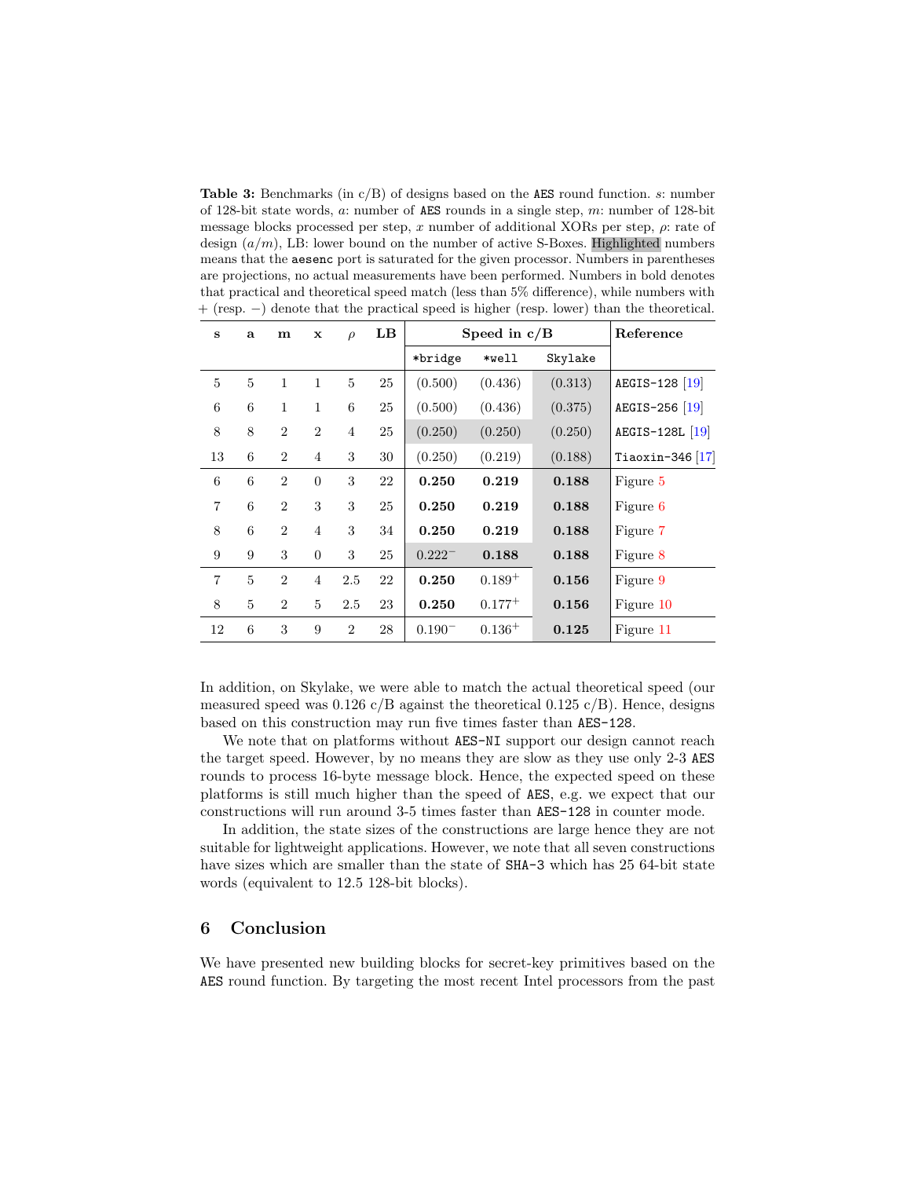**Table 3:** Benchmarks (in c/B) of designs based on the AES round function. $s$: number of 128-bit state words, $a$: number of AES rounds in a single step, $m$: number of 128-bit message blocks processed per step, $x$ number of additional XORs per step, $\rho$: rate of design ($a/m$), LB: lower bound on the number of active S-Boxes. Highlighted numbers means that the aesenc port is saturated for the given processor. Numbers in parentheses are projections, no actual measurements have been performed. Numbers in bold denotes that practical and theoretical speed match (less than 5% difference), while numbers with + (resp. −) denote that the practical speed is higher (resp. lower) than the theoretical.

| s | a | m | x | $\rho$ | LB | Speed in c/B | | | Reference |
|---|---|---|---|---|---|---|---|---|---|
| | | | | | | *bridge | *well | Skylake | |
| 5 | 5 | 1 | 1 | 5 | 25 | (0.500) | (0.436) | (0.313) | AEGIS-128 [19] |
| 6 | 6 | 1 | 1 | 6 | 25 | (0.500) | (0.436) | (0.375) | AEGIS-256 [19] |
| 8 | 8 | 2 | 2 | 4 | 25 | (0.250) | (0.250) | (0.250) | AEGIS-128L [19] |
| 13 | 6 | 2 | 4 | 3 | 30 | (0.250) | (0.219) | (0.188) | Tiaoxin-346 [17] |
| 6 | 6 | 2 | 0 | 3 | 22 | **0.250** | **0.219** | **0.188** | Figure 5 |
| 7 | 6 | 2 | 3 | 3 | 25 | **0.250** | **0.219** | **0.188** | Figure 6 |
| 8 | 6 | 2 | 4 | 3 | 34 | **0.250** | **0.219** | **0.188** | Figure 7 |
| 9 | 9 | 3 | 0 | 3 | 25 | $0.222^-$ | **0.188** | **0.188** | Figure 8 |
| 7 | 5 | 2 | 4 | 2.5 | 22 | **0.250** | $0.189^+$ | **0.156** | Figure 9 |
| 8 | 5 | 2 | 5 | 2.5 | 23 | **0.250** | $0.177^+$ | **0.156** | Figure 10 |
| 12 | 6 | 3 | 9 | 2 | 28 | $0.190^-$ | $0.136^+$ | **0.125** | Figure 11 |

In addition, on Skylake, we were able to match the actual theoretical speed (our measured speed was 0.126 c/B against the theoretical 0.125 c/B). Hence, designs based on this construction may run five times faster than AES-128.

We note that on platforms without AES-NI support our design cannot reach the target speed. However, by no means they are slow as they use only 2-3 AES rounds to process 16-byte message block. Hence, the expected speed on these platforms is still much higher than the speed of AES, e.g. we expect that our constructions will run around 3-5 times faster than AES-128 in counter mode.

In addition, the state sizes of the constructions are large hence they are not suitable for lightweight applications. However, we note that all seven constructions have sizes which are smaller than the state of SHA-3 which has 25 64-bit state words (equivalent to 12.5 128-bit blocks).

## 6 Conclusion

We have presented new building blocks for secret-key primitives based on the AES round function. By targeting the most recent Intel processors from the past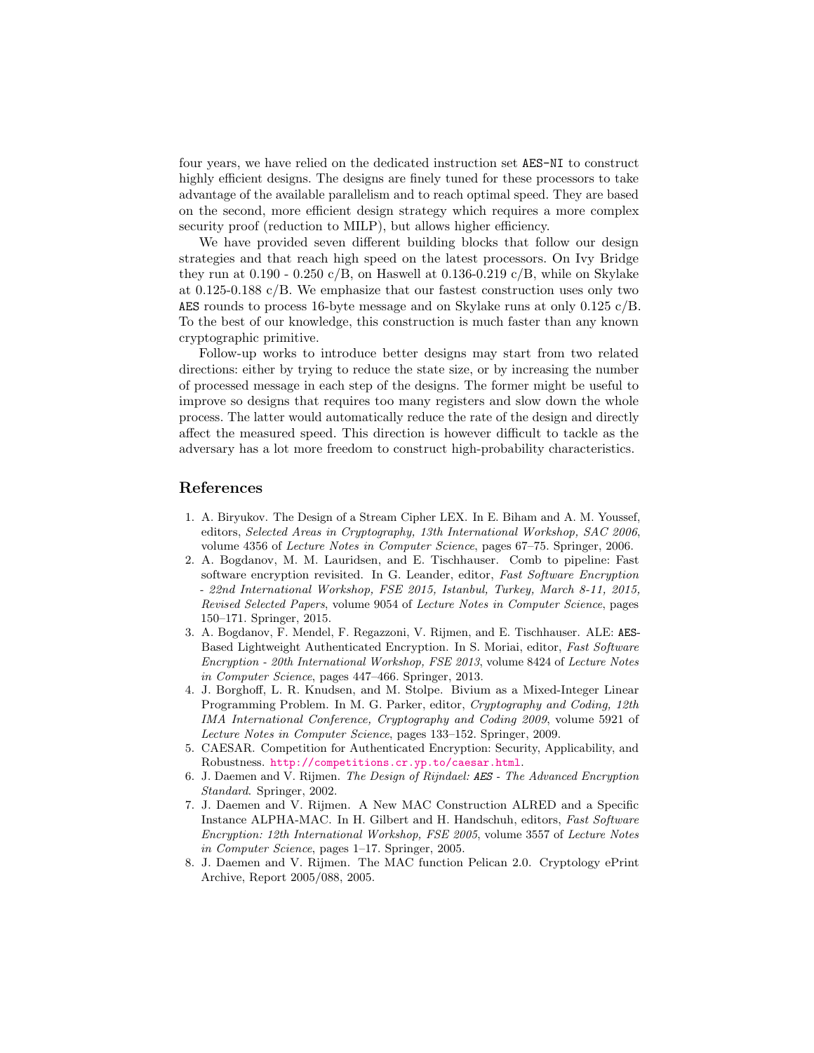four years, we have relied on the dedicated instruction set `AES-NI` to construct highly efficient designs. The designs are finely tuned for these processors to take advantage of the available parallelism and to reach optimal speed. They are based on the second, more efficient design strategy which requires a more complex security proof (reduction to MILP), but allows higher efficiency.

We have provided seven different building blocks that follow our design strategies and that reach high speed on the latest processors. On Ivy Bridge they run at 0.190 - 0.250 c/B, on Haswell at 0.136-0.219 c/B, while on Skylake at 0.125-0.188 c/B. We emphasize that our fastest construction uses only two `AES` rounds to process 16-byte message and on Skylake runs at only 0.125 c/B. To the best of our knowledge, this construction is much faster than any known cryptographic primitive.

Follow-up works to introduce better designs may start from two related directions: either by trying to reduce the state size, or by increasing the number of processed message in each step of the designs. The former might be useful to improve so designs that requires too many registers and slow down the whole process. The latter would automatically reduce the rate of the design and directly affect the measured speed. This direction is however difficult to tackle as the adversary has a lot more freedom to construct high-probability characteristics.

## References

1. A. Biryukov. The Design of a Stream Cipher LEX. In E. Biham and A. M. Youssef, editors, *Selected Areas in Cryptography, 13th International Workshop, SAC 2006*, volume 4356 of *Lecture Notes in Computer Science*, pages 67–75. Springer, 2006.
2. A. Bogdanov, M. M. Lauridsen, and E. Tischhauser. Comb to pipeline: Fast software encryption revisited. In G. Leander, editor, *Fast Software Encryption - 22nd International Workshop, FSE 2015, Istanbul, Turkey, March 8-11, 2015, Revised Selected Papers*, volume 9054 of *Lecture Notes in Computer Science*, pages 150–171. Springer, 2015.
3. A. Bogdanov, F. Mendel, F. Regazzoni, V. Rijmen, and E. Tischhauser. ALE: `AES`-Based Lightweight Authenticated Encryption. In S. Moriai, editor, *Fast Software Encryption - 20th International Workshop, FSE 2013*, volume 8424 of *Lecture Notes in Computer Science*, pages 447–466. Springer, 2013.
4. J. Borghoff, L. R. Knudsen, and M. Stolpe. Bivium as a Mixed-Integer Linear Programming Problem. In M. G. Parker, editor, *Cryptography and Coding, 12th IMA International Conference, Cryptography and Coding 2009*, volume 5921 of *Lecture Notes in Computer Science*, pages 133–152. Springer, 2009.
5. CAESAR. Competition for Authenticated Encryption: Security, Applicability, and Robustness. http://competitions.cr.yp.to/caesar.html.
6. J. Daemen and V. Rijmen. *The Design of Rijndael: `AES` - The Advanced Encryption Standard*. Springer, 2002.
7. J. Daemen and V. Rijmen. A New MAC Construction ALRED and a Specific Instance ALPHA-MAC. In H. Gilbert and H. Handschuh, editors, *Fast Software Encryption: 12th International Workshop, FSE 2005*, volume 3557 of *Lecture Notes in Computer Science*, pages 1–17. Springer, 2005.
8. J. Daemen and V. Rijmen. The MAC function Pelican 2.0. Cryptology ePrint Archive, Report 2005/088, 2005.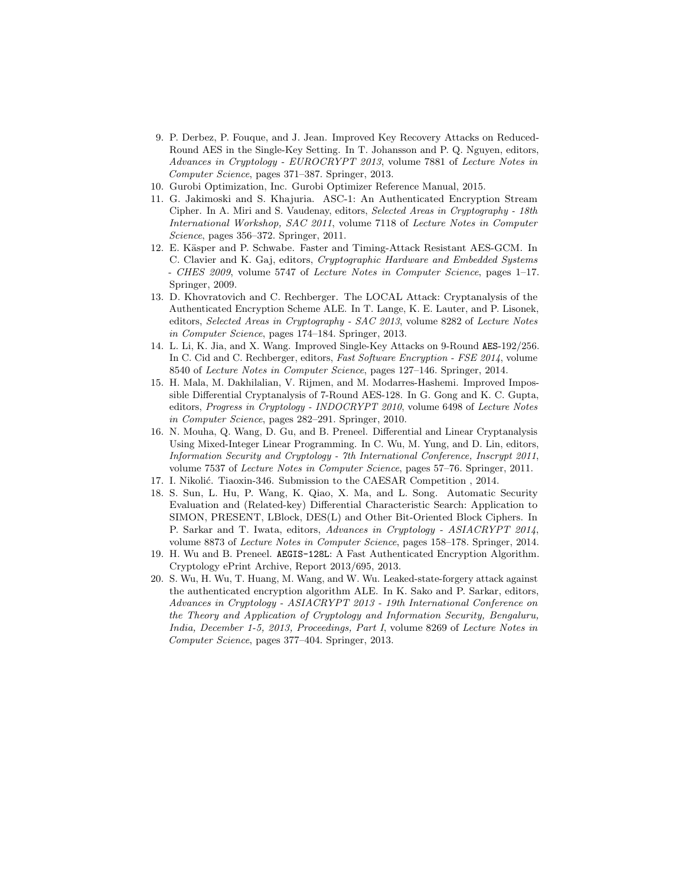9. P. Derbez, P. Fouque, and J. Jean. Improved Key Recovery Attacks on Reduced-Round AES in the Single-Key Setting. In T. Johansson and P. Q. Nguyen, editors, *Advances in Cryptology - EUROCRYPT 2013*, volume 7881 of *Lecture Notes in Computer Science*, pages 371–387. Springer, 2013.
10. Gurobi Optimization, Inc. Gurobi Optimizer Reference Manual, 2015.
11. G. Jakimoski and S. Khajuria. ASC-1: An Authenticated Encryption Stream Cipher. In A. Miri and S. Vaudenay, editors, *Selected Areas in Cryptography - 18th International Workshop, SAC 2011*, volume 7118 of *Lecture Notes in Computer Science*, pages 356–372. Springer, 2011.
12. E. Käsper and P. Schwabe. Faster and Timing-Attack Resistant AES-GCM. In C. Clavier and K. Gaj, editors, *Cryptographic Hardware and Embedded Systems - CHES 2009*, volume 5747 of *Lecture Notes in Computer Science*, pages 1–17. Springer, 2009.
13. D. Khovratovich and C. Rechberger. The LOCAL Attack: Cryptanalysis of the Authenticated Encryption Scheme ALE. In T. Lange, K. E. Lauter, and P. Lisonek, editors, *Selected Areas in Cryptography - SAC 2013*, volume 8282 of *Lecture Notes in Computer Science*, pages 174–184. Springer, 2013.
14. L. Li, K. Jia, and X. Wang. Improved Single-Key Attacks on 9-Round `AES`-192/256. In C. Cid and C. Rechberger, editors, *Fast Software Encryption - FSE 2014*, volume 8540 of *Lecture Notes in Computer Science*, pages 127–146. Springer, 2014.
15. H. Mala, M. Dakhilalian, V. Rijmen, and M. Modarres-Hashemi. Improved Impossible Differential Cryptanalysis of 7-Round AES-128. In G. Gong and K. C. Gupta, editors, *Progress in Cryptology - INDOCRYPT 2010*, volume 6498 of *Lecture Notes in Computer Science*, pages 282–291. Springer, 2010.
16. N. Mouha, Q. Wang, D. Gu, and B. Preneel. Differential and Linear Cryptanalysis Using Mixed-Integer Linear Programming. In C. Wu, M. Yung, and D. Lin, editors, *Information Security and Cryptology - 7th International Conference, Inscrypt 2011*, volume 7537 of *Lecture Notes in Computer Science*, pages 57–76. Springer, 2011.
17. I. Nikolić. Tiaoxin-346. Submission to the CAESAR Competition , 2014.
18. S. Sun, L. Hu, P. Wang, K. Qiao, X. Ma, and L. Song. Automatic Security Evaluation and (Related-key) Differential Characteristic Search: Application to SIMON, PRESENT, LBlock, DES(L) and Other Bit-Oriented Block Ciphers. In P. Sarkar and T. Iwata, editors, *Advances in Cryptology - ASIACRYPT 2014*, volume 8873 of *Lecture Notes in Computer Science*, pages 158–178. Springer, 2014.
19. H. Wu and B. Preneel. `AEGIS-128L`: A Fast Authenticated Encryption Algorithm. Cryptology ePrint Archive, Report 2013/695, 2013.
20. S. Wu, H. Wu, T. Huang, M. Wang, and W. Wu. Leaked-state-forgery attack against the authenticated encryption algorithm ALE. In K. Sako and P. Sarkar, editors, *Advances in Cryptology - ASIACRYPT 2013 - 19th International Conference on the Theory and Application of Cryptology and Information Security, Bengaluru, India, December 1-5, 2013, Proceedings, Part I*, volume 8269 of *Lecture Notes in Computer Science*, pages 377–404. Springer, 2013.